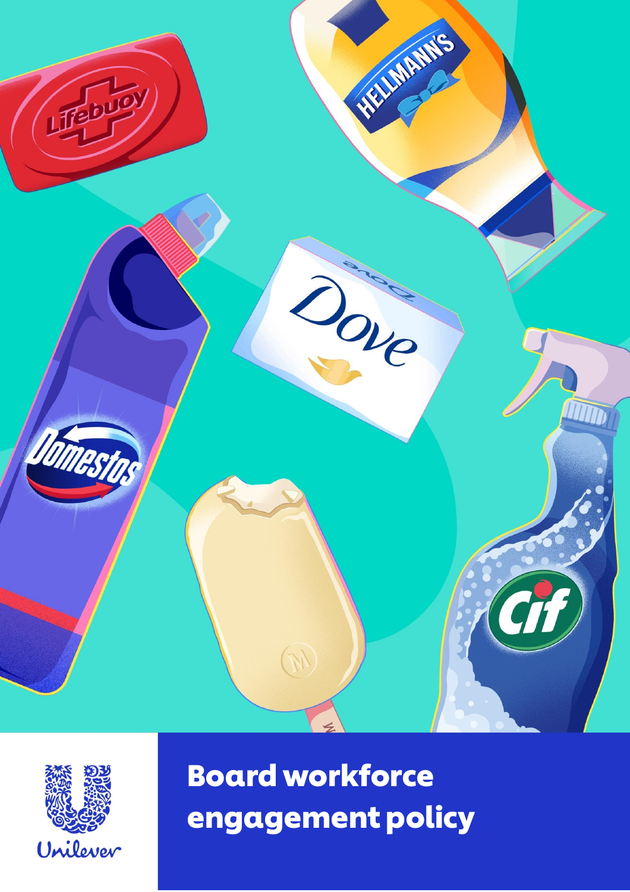# Board workforce engagement policy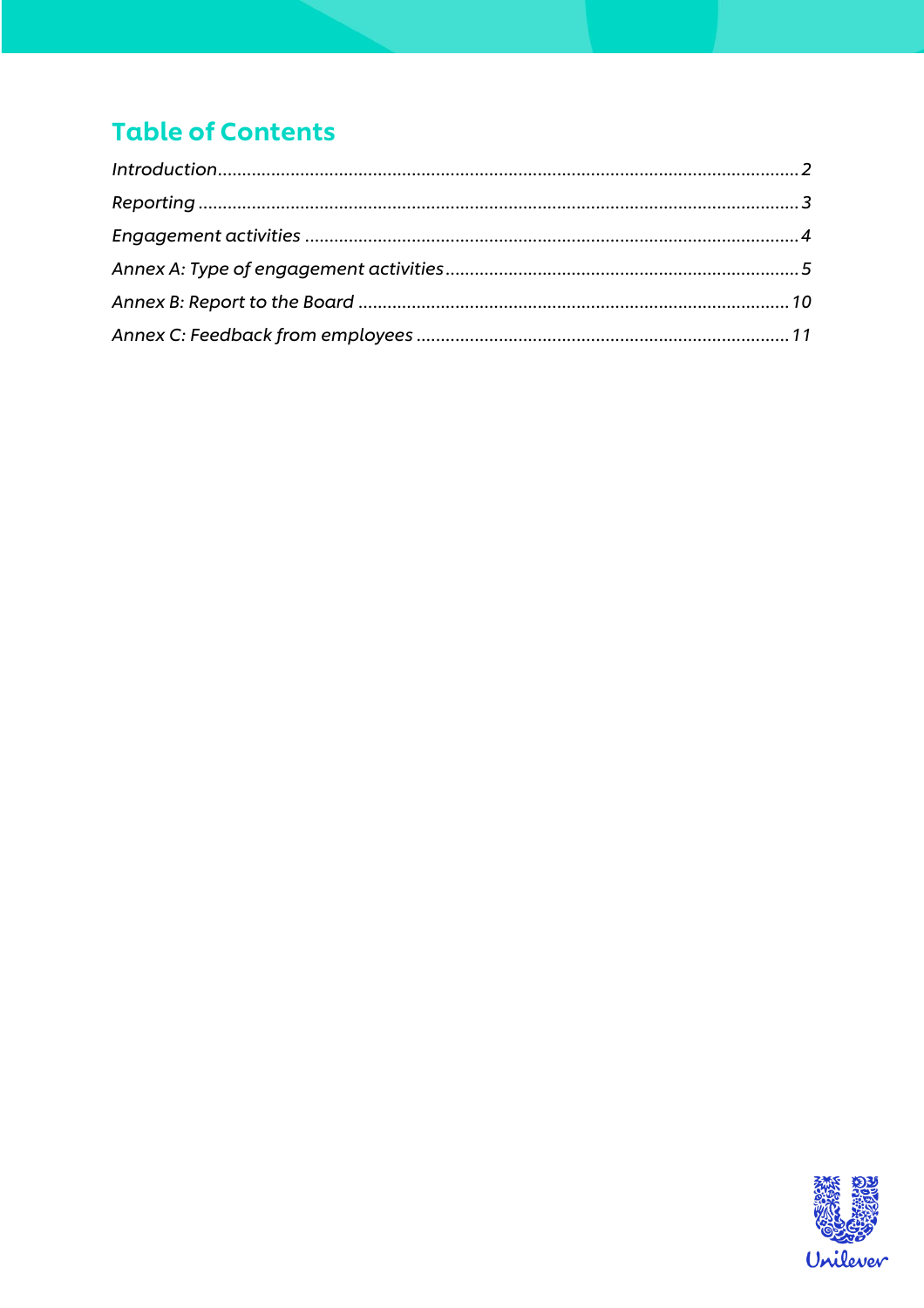# Table of Contents

*Introduction* ........ 2

*Reporting* ........ 3

*Engagement activities* ........ 4

*Annex A: Type of engagement activities* ........ 5

*Annex B: Report to the Board* ........ 10

*Annex C: Feedback from employees* ........ 11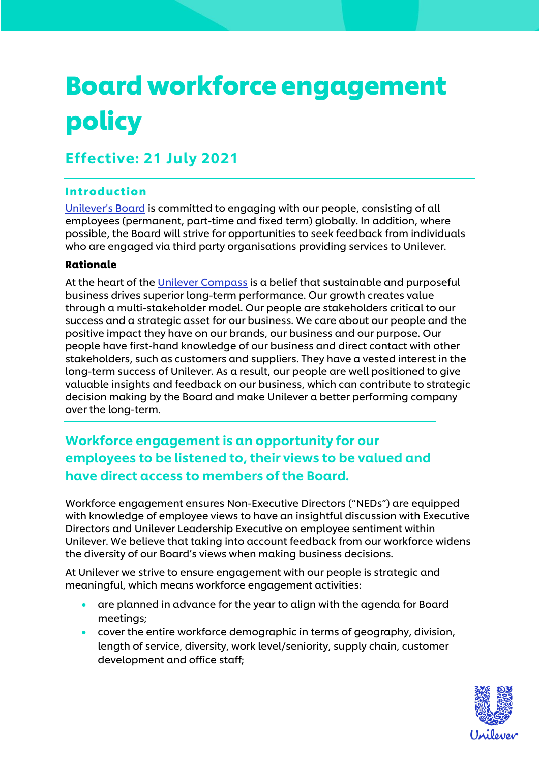# Board workforce engagement policy

## Effective: 21 July 2021

### Introduction

Unilever's Board is committed to engaging with our people, consisting of all employees (permanent, part-time and fixed term) globally. In addition, where possible, the Board will strive for opportunities to seek feedback from individuals who are engaged via third party organisations providing services to Unilever.

**Rationale**

At the heart of the Unilever Compass is a belief that sustainable and purposeful business drives superior long-term performance. Our growth creates value through a multi-stakeholder model. Our people are stakeholders critical to our success and a strategic asset for our business. We care about our people and the positive impact they have on our brands, our business and our purpose. Our people have first-hand knowledge of our business and direct contact with other stakeholders, such as customers and suppliers. They have a vested interest in the long-term success of Unilever. As a result, our people are well positioned to give valuable insights and feedback on our business, which can contribute to strategic decision making by the Board and make Unilever a better performing company over the long-term.

**Workforce engagement is an opportunity for our employees to be listened to, their views to be valued and have direct access to members of the Board.**

Workforce engagement ensures Non-Executive Directors ("NEDs") are equipped with knowledge of employee views to have an insightful discussion with Executive Directors and Unilever Leadership Executive on employee sentiment within Unilever. We believe that taking into account feedback from our workforce widens the diversity of our Board's views when making business decisions.

At Unilever we strive to ensure engagement with our people is strategic and meaningful, which means workforce engagement activities:

- are planned in advance for the year to align with the agenda for Board meetings;
- cover the entire workforce demographic in terms of geography, division, length of service, diversity, work level/seniority, supply chain, customer development and office staff;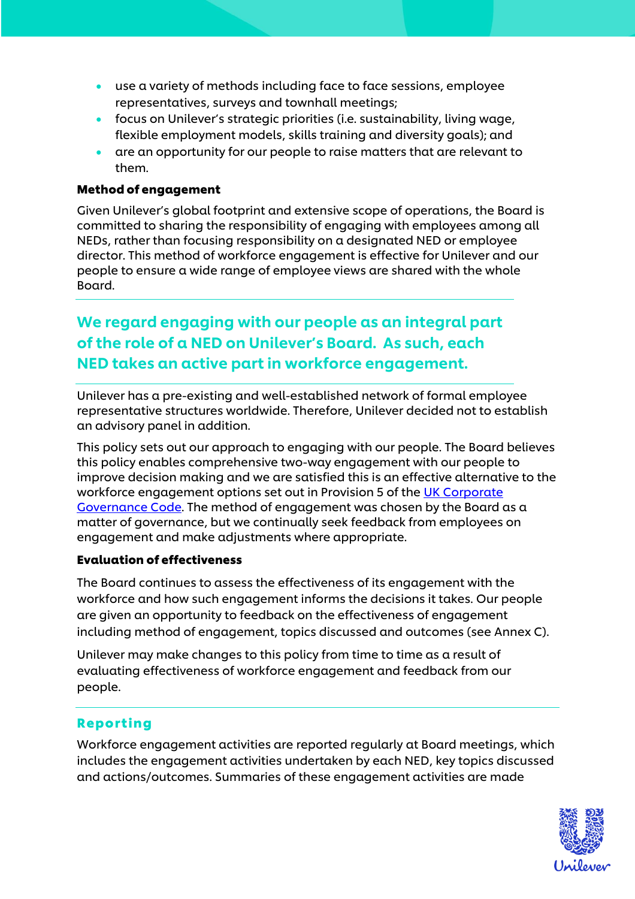- use a variety of methods including face to face sessions, employee representatives, surveys and townhall meetings;
- focus on Unilever's strategic priorities (i.e. sustainability, living wage, flexible employment models, skills training and diversity goals); and
- are an opportunity for our people to raise matters that are relevant to them.

**Method of engagement**

Given Unilever's global footprint and extensive scope of operations, the Board is committed to sharing the responsibility of engaging with employees among all NEDs, rather than focusing responsibility on a designated NED or employee director. This method of workforce engagement is effective for Unilever and our people to ensure a wide range of employee views are shared with the whole Board.

**We regard engaging with our people as an integral part of the role of a NED on Unilever's Board. As such, each NED takes an active part in workforce engagement.**

Unilever has a pre-existing and well-established network of formal employee representative structures worldwide. Therefore, Unilever decided not to establish an advisory panel in addition.

This policy sets out our approach to engaging with our people. The Board believes this policy enables comprehensive two-way engagement with our people to improve decision making and we are satisfied this is an effective alternative to the workforce engagement options set out in Provision 5 of the UK Corporate Governance Code. The method of engagement was chosen by the Board as a matter of governance, but we continually seek feedback from employees on engagement and make adjustments where appropriate.

**Evaluation of effectiveness**

The Board continues to assess the effectiveness of its engagement with the workforce and how such engagement informs the decisions it takes. Our people are given an opportunity to feedback on the effectiveness of engagement including method of engagement, topics discussed and outcomes (see Annex C).

Unilever may make changes to this policy from time to time as a result of evaluating effectiveness of workforce engagement and feedback from our people.

## Reporting

Workforce engagement activities are reported regularly at Board meetings, which includes the engagement activities undertaken by each NED, key topics discussed and actions/outcomes. Summaries of these engagement activities are made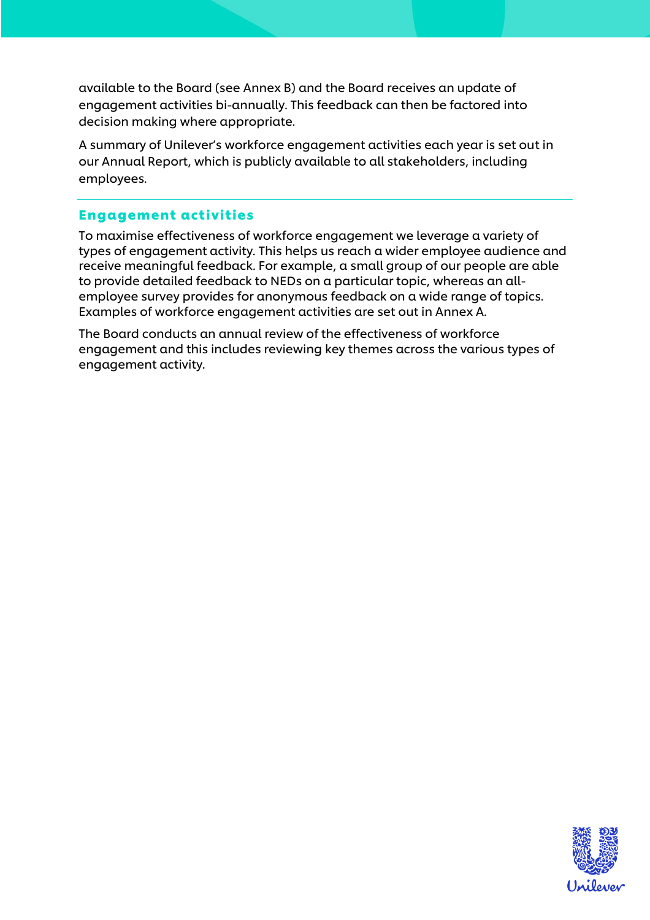available to the Board (see Annex B) and the Board receives an update of engagement activities bi-annually. This feedback can then be factored into decision making where appropriate.

A summary of Unilever's workforce engagement activities each year is set out in our Annual Report, which is publicly available to all stakeholders, including employees.

## Engagement activities

To maximise effectiveness of workforce engagement we leverage a variety of types of engagement activity. This helps us reach a wider employee audience and receive meaningful feedback. For example, a small group of our people are able to provide detailed feedback to NEDs on a particular topic, whereas an all-employee survey provides for anonymous feedback on a wide range of topics. Examples of workforce engagement activities are set out in Annex A.

The Board conducts an annual review of the effectiveness of workforce engagement and this includes reviewing key themes across the various types of engagement activity.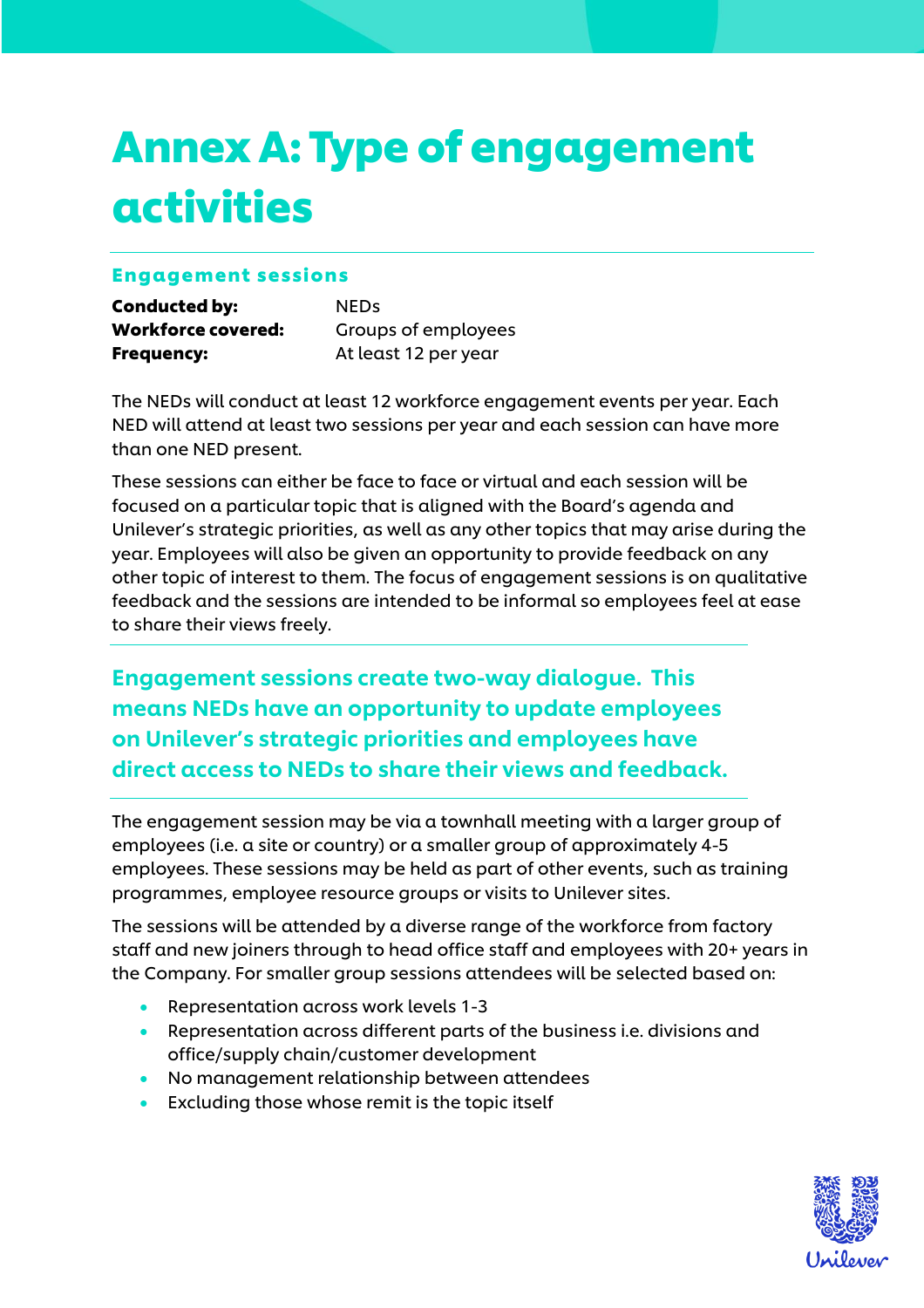# Annex A: Type of engagement activities

## Engagement sessions

**Conducted by:** NEDs
**Workforce covered:** Groups of employees
**Frequency:** At least 12 per year

The NEDs will conduct at least 12 workforce engagement events per year. Each NED will attend at least two sessions per year and each session can have more than one NED present.

These sessions can either be face to face or virtual and each session will be focused on a particular topic that is aligned with the Board's agenda and Unilever's strategic priorities, as well as any other topics that may arise during the year. Employees will also be given an opportunity to provide feedback on any other topic of interest to them. The focus of engagement sessions is on qualitative feedback and the sessions are intended to be informal so employees feel at ease to share their views freely.

**Engagement sessions create two-way dialogue. This means NEDs have an opportunity to update employees on Unilever's strategic priorities and employees have direct access to NEDs to share their views and feedback.**

The engagement session may be via a townhall meeting with a larger group of employees (i.e. a site or country) or a smaller group of approximately 4-5 employees. These sessions may be held as part of other events, such as training programmes, employee resource groups or visits to Unilever sites.

The sessions will be attended by a diverse range of the workforce from factory staff and new joiners through to head office staff and employees with 20+ years in the Company. For smaller group sessions attendees will be selected based on:

- Representation across work levels 1-3
- Representation across different parts of the business i.e. divisions and office/supply chain/customer development
- No management relationship between attendees
- Excluding those whose remit is the topic itself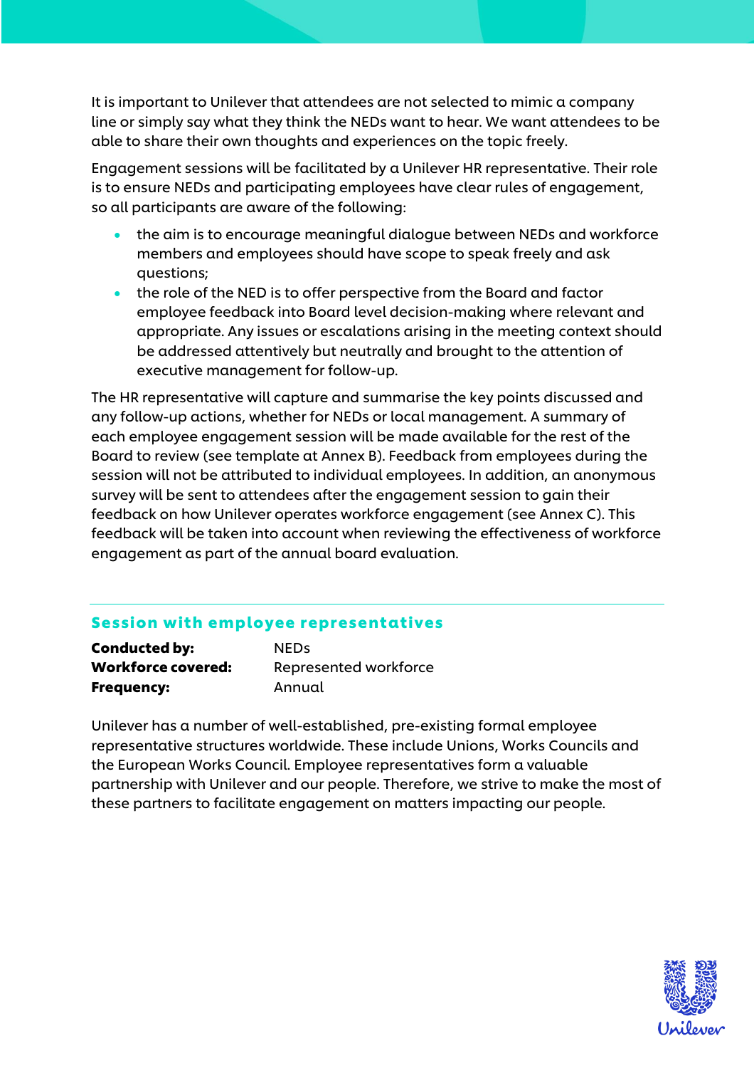It is important to Unilever that attendees are not selected to mimic a company line or simply say what they think the NEDs want to hear. We want attendees to be able to share their own thoughts and experiences on the topic freely.

Engagement sessions will be facilitated by a Unilever HR representative. Their role is to ensure NEDs and participating employees have clear rules of engagement, so all participants are aware of the following:

- the aim is to encourage meaningful dialogue between NEDs and workforce members and employees should have scope to speak freely and ask questions;
- the role of the NED is to offer perspective from the Board and factor employee feedback into Board level decision-making where relevant and appropriate. Any issues or escalations arising in the meeting context should be addressed attentively but neutrally and brought to the attention of executive management for follow-up.

The HR representative will capture and summarise the key points discussed and any follow-up actions, whether for NEDs or local management. A summary of each employee engagement session will be made available for the rest of the Board to review (see template at Annex B). Feedback from employees during the session will not be attributed to individual employees. In addition, an anonymous survey will be sent to attendees after the engagement session to gain their feedback on how Unilever operates workforce engagement (see Annex C). This feedback will be taken into account when reviewing the effectiveness of workforce engagement as part of the annual board evaluation.

## Session with employee representatives

**Conducted by:** NEDs
**Workforce covered:** Represented workforce
**Frequency:** Annual

Unilever has a number of well-established, pre-existing formal employee representative structures worldwide. These include Unions, Works Councils and the European Works Council. Employee representatives form a valuable partnership with Unilever and our people. Therefore, we strive to make the most of these partners to facilitate engagement on matters impacting our people.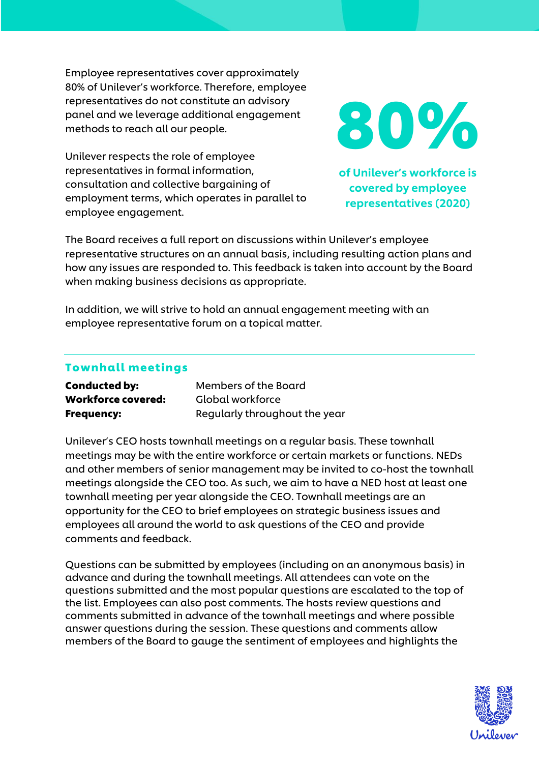Employee representatives cover approximately 80% of Unilever's workforce. Therefore, employee representatives do not constitute an advisory panel and we leverage additional engagement methods to reach all our people.

Unilever respects the role of employee representatives in formal information, consultation and collective bargaining of employment terms, which operates in parallel to employee engagement.

**80%**

**of Unilever's workforce is covered by employee representatives (2020)**

The Board receives a full report on discussions within Unilever's employee representative structures on an annual basis, including resulting action plans and how any issues are responded to. This feedback is taken into account by the Board when making business decisions as appropriate.

In addition, we will strive to hold an annual engagement meeting with an employee representative forum on a topical matter.

## Townhall meetings

**Conducted by:** Members of the Board
**Workforce covered:** Global workforce
**Frequency:** Regularly throughout the year

Unilever's CEO hosts townhall meetings on a regular basis. These townhall meetings may be with the entire workforce or certain markets or functions. NEDs and other members of senior management may be invited to co-host the townhall meetings alongside the CEO too. As such, we aim to have a NED host at least one townhall meeting per year alongside the CEO. Townhall meetings are an opportunity for the CEO to brief employees on strategic business issues and employees all around the world to ask questions of the CEO and provide comments and feedback.

Questions can be submitted by employees (including on an anonymous basis) in advance and during the townhall meetings. All attendees can vote on the questions submitted and the most popular questions are escalated to the top of the list. Employees can also post comments. The hosts review questions and comments submitted in advance of the townhall meetings and where possible answer questions during the session. These questions and comments allow members of the Board to gauge the sentiment of employees and highlights the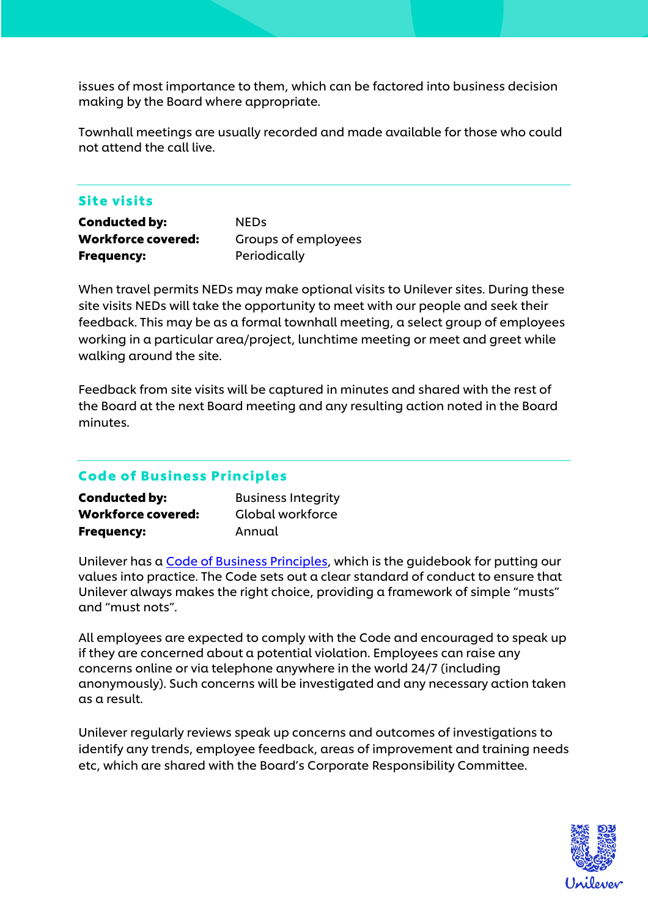issues of most importance to them, which can be factored into business decision making by the Board where appropriate.

Townhall meetings are usually recorded and made available for those who could not attend the call live.

## Site visits

**Conducted by:** NEDs
**Workforce covered:** Groups of employees
**Frequency:** Periodically

When travel permits NEDs may make optional visits to Unilever sites. During these site visits NEDs will take the opportunity to meet with our people and seek their feedback. This may be as a formal townhall meeting, a select group of employees working in a particular area/project, lunchtime meeting or meet and greet while walking around the site.

Feedback from site visits will be captured in minutes and shared with the rest of the Board at the next Board meeting and any resulting action noted in the Board minutes.

## Code of Business Principles

**Conducted by:** Business Integrity
**Workforce covered:** Global workforce
**Frequency:** Annual

Unilever has a Code of Business Principles, which is the guidebook for putting our values into practice. The Code sets out a clear standard of conduct to ensure that Unilever always makes the right choice, providing a framework of simple "musts" and "must nots".

All employees are expected to comply with the Code and encouraged to speak up if they are concerned about a potential violation. Employees can raise any concerns online or via telephone anywhere in the world 24/7 (including anonymously). Such concerns will be investigated and any necessary action taken as a result.

Unilever regularly reviews speak up concerns and outcomes of investigations to identify any trends, employee feedback, areas of improvement and training needs etc, which are shared with the Board's Corporate Responsibility Committee.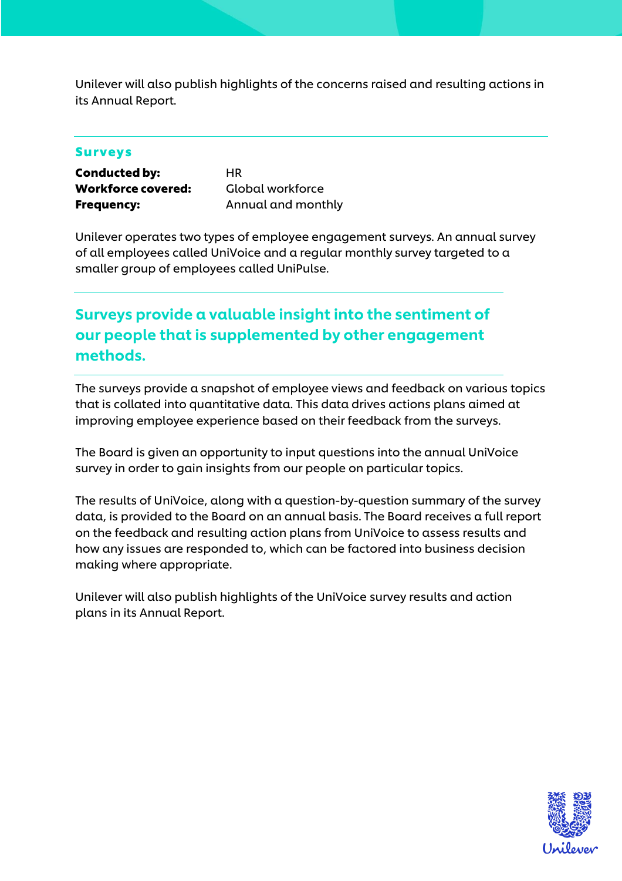Unilever will also publish highlights of the concerns raised and resulting actions in its Annual Report.

## Surveys

**Conducted by:** HR
**Workforce covered:** Global workforce
**Frequency:** Annual and monthly

Unilever operates two types of employee engagement surveys. An annual survey of all employees called UniVoice and a regular monthly survey targeted to a smaller group of employees called UniPulse.

> **Surveys provide a valuable insight into the sentiment of our people that is supplemented by other engagement methods.**

The surveys provide a snapshot of employee views and feedback on various topics that is collated into quantitative data. This data drives actions plans aimed at improving employee experience based on their feedback from the surveys.

The Board is given an opportunity to input questions into the annual UniVoice survey in order to gain insights from our people on particular topics.

The results of UniVoice, along with a question-by-question summary of the survey data, is provided to the Board on an annual basis. The Board receives a full report on the feedback and resulting action plans from UniVoice to assess results and how any issues are responded to, which can be factored into business decision making where appropriate.

Unilever will also publish highlights of the UniVoice survey results and action plans in its Annual Report.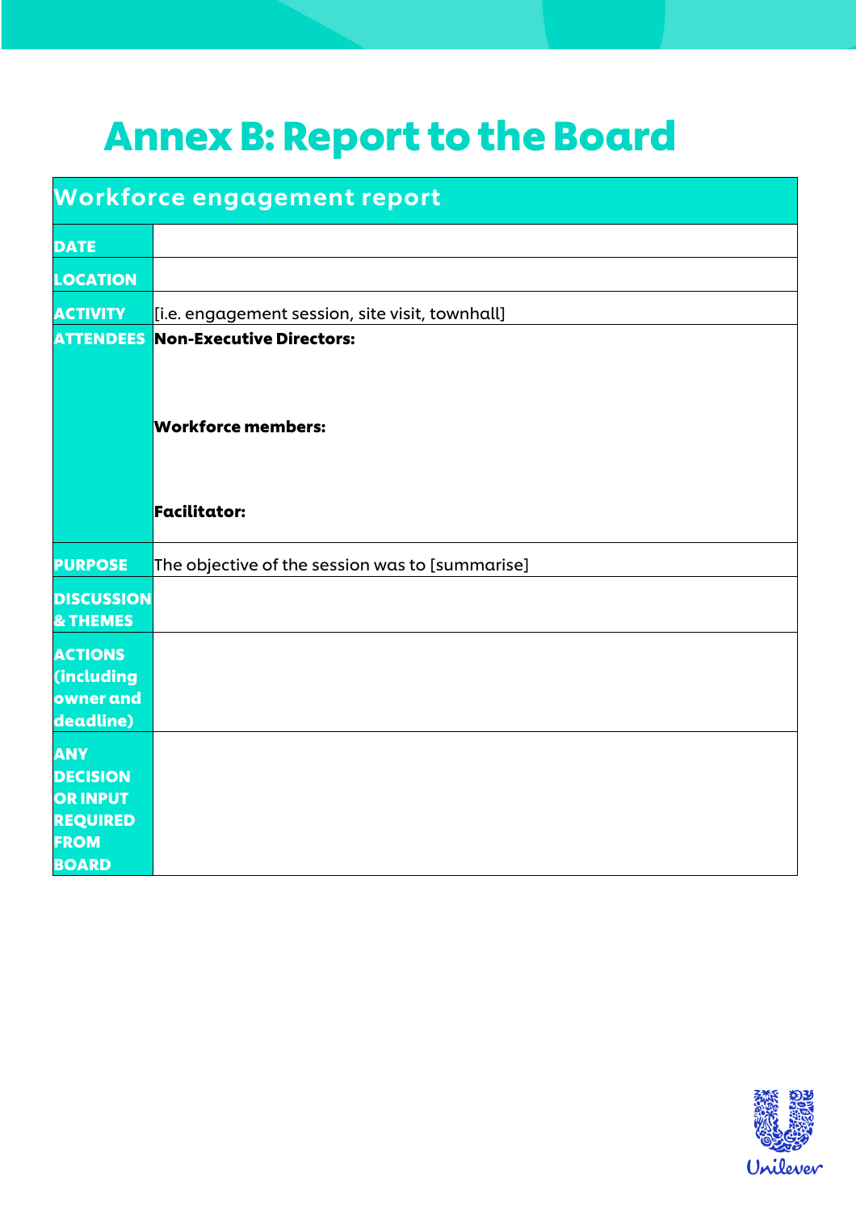# Annex B: Report to the Board

| Workforce engagement report | |
|---|---|
| **DATE** | |
| **LOCATION** | |
| **ACTIVITY** | [i.e. engagement session, site visit, townhall] |
| **ATTENDEES** | **Non-Executive Directors:**<br><br>**Workforce members:**<br><br>**Facilitator:** |
| **PURPOSE** | The objective of the session was to [summarise] |
| **DISCUSSION & THEMES** | |
| **ACTIONS (including owner and deadline)** | |
| **ANY DECISION OR INPUT REQUIRED FROM BOARD** | |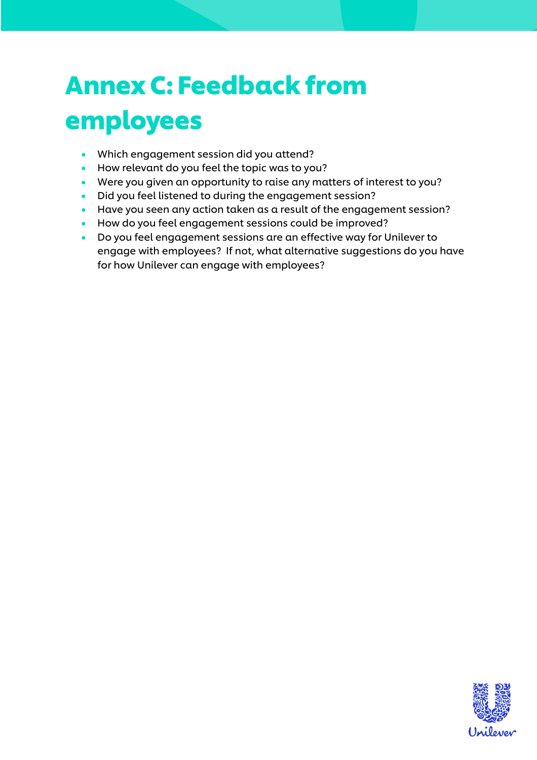# Annex C: Feedback from employees

- Which engagement session did you attend?
- How relevant do you feel the topic was to you?
- Were you given an opportunity to raise any matters of interest to you?
- Did you feel listened to during the engagement session?
- Have you seen any action taken as a result of the engagement session?
- How do you feel engagement sessions could be improved?
- Do you feel engagement sessions are an effective way for Unilever to engage with employees? If not, what alternative suggestions do you have for how Unilever can engage with employees?